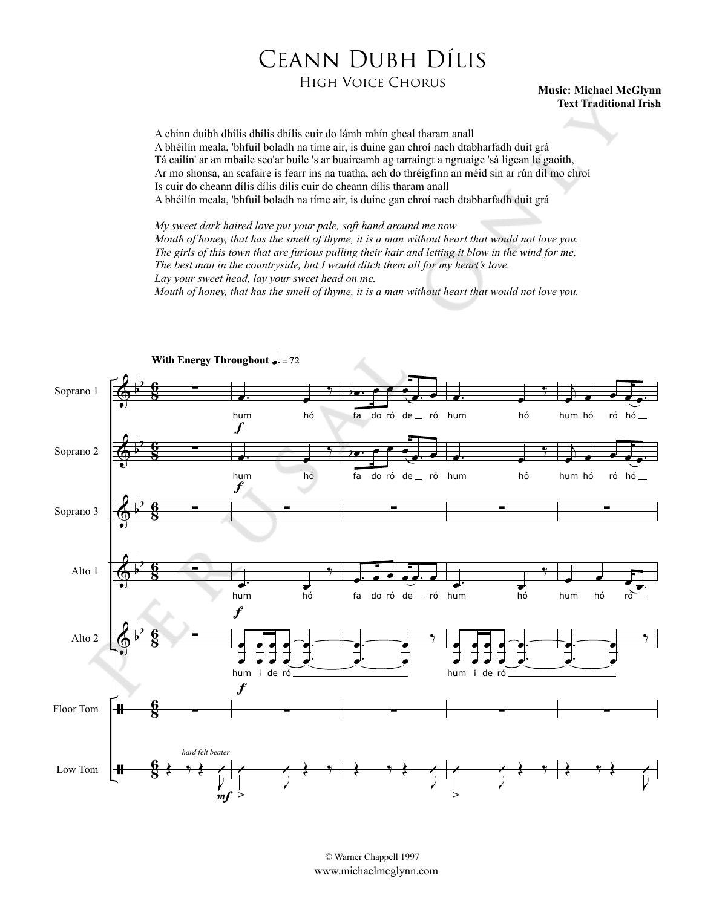# Ceann Dubh Dílis

## High Voice Chorus

**Music: Michael McGlynn**
**Text Traditional Irish**

A chinn duibh dhílis dhílis dhílis cuir do lámh mhín gheal tharam anall
A bhéilín meala, 'bhfuil boladh na tíme air, is duine gan chroí nach dtabharfadh duit grá
Tá cailín' ar an mbaile seo'ar buile 's ar buaireamh ag tarraingt a ngruaige 'sá ligean le gaoith,
Ar mo shonsa, an scafaire is fearr ins na tuatha, ach do thréigfinn an méid sin ar rún dil mo chroí
Is cuir do cheann dílis dílis dílis cuir do cheann dílis tharam anall
A bhéilín meala, 'bhfuil boladh na tíme air, is duine gan chroí nach dtabharfadh duit grá

*My sweet dark haired love put your pale, soft hand around me now*
*Mouth of honey, that has the smell of thyme, it is a man without heart that would not love you.*
*The girls of this town that are furious pulling their hair and letting it blow in the wind for me,*
*The best man in the countryside, but I would ditch them all for my heart's love.*
*Lay your sweet head, lay your sweet head on me.*
*Mouth of honey, that has the smell of thyme, it is a man without heart that would not love you.*

**With Energy Throughout** ♩. = 72

© Warner Chappell 1997
www.michaelmcglynn.com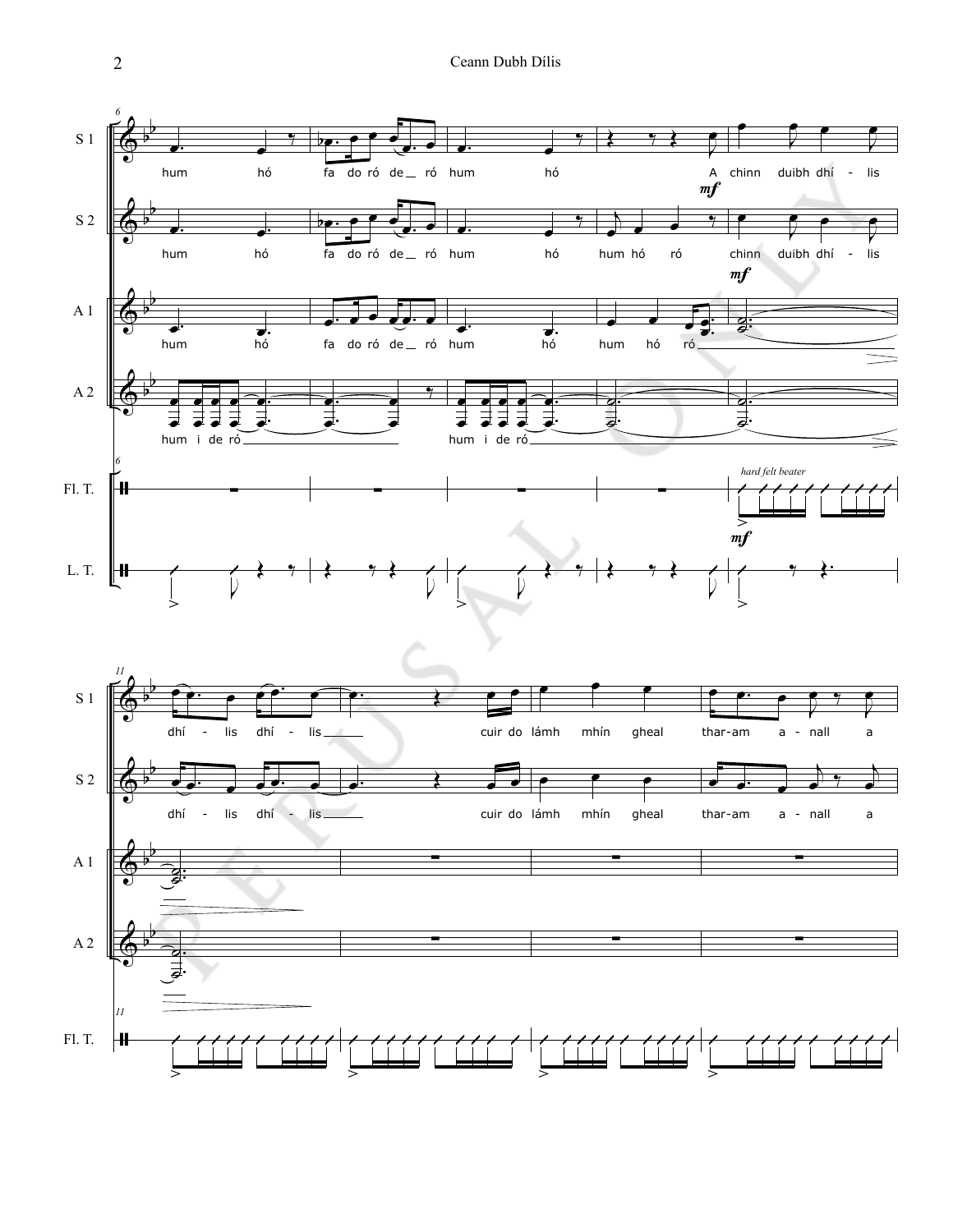S 1: hum hó fa do ró de ró hum hó A chinn duibh dhí - lis dhí - lis dhí - lis cuir do lámh mhín gheal thar-am a - nall a

S 2: hum hó fa do ró de ró hum hó hum hó ró chinn duibh dhí - lis dhí - lis dhí - lis cuir do lámh mhín gheal thar-am a - nall a

A 1: hum hó fa do ró de ró hum hó hum hó ró

A 2: hum i de ró hum i de ró

Fl. T. *hard felt beater*

L. T.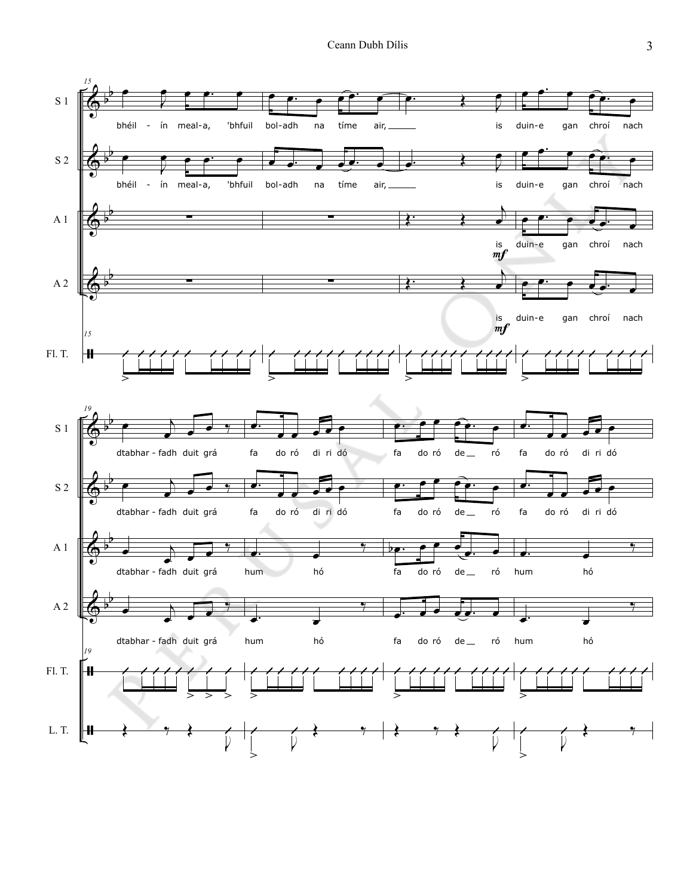S 1: bhéil - ín meal-a, 'bhfuil bol-adh na tíme air, is duin-e gan chroí nach

S 2: bhéil - ín meal-a, 'bhfuil bol-adh na tíme air, is duin-e gan chroí nach

A 1: is duin-e gan chroí nach *mf*

A 2: is duin-e gan chroí nach *mf*

Fl. T.

S 1: dtabhar - fadh duit grá fa do ró di ri dó fa do ró de ró fa do ró di ri dó

S 2: dtabhar - fadh duit grá fa do ró di ri dó fa do ró de ró fa do ró di ri dó

A 1: dtabhar - fadh duit grá hum hó fa do ró de ró hum hó

A 2: dtabhar - fadh duit grá hum hó fa do ró de ró hum hó

Fl. T.

L. T.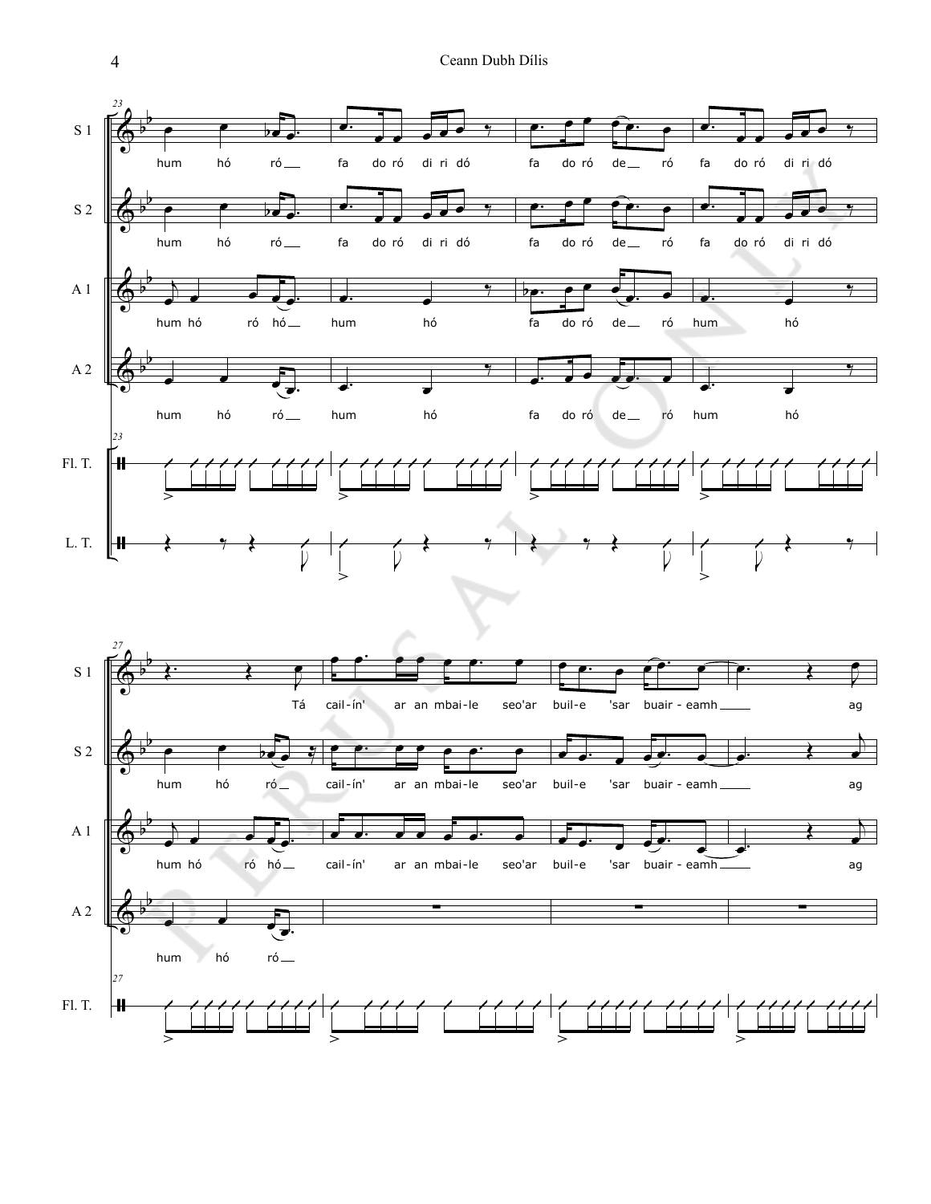S 1: hum hó ró fa do ró di ri dó fa do ró de ró fa do ró di ri dó

S 2: hum hó ró fa do ró di ri dó fa do ró de ró fa do ró di ri dó

A 1: hum hó ró hó hum hó fa do ró de ró hum hó

A 2: hum hó ró hum hó fa do ró de ró hum hó

Fl. T.

L. T.

S 1: Tá cail-ín' ar an mbai-le seo'ar buil-e 'sar buair - eamh ag

S 2: hum hó ró cail-ín' ar an mbai-le seo'ar buil-e 'sar buair - eamh ag

A 1: hum hó ró hó cail-ín' ar an mbai-le seo'ar buil-e 'sar buair - eamh ag

A 2: hum hó ró

Fl. T.

PERUSAL ONLY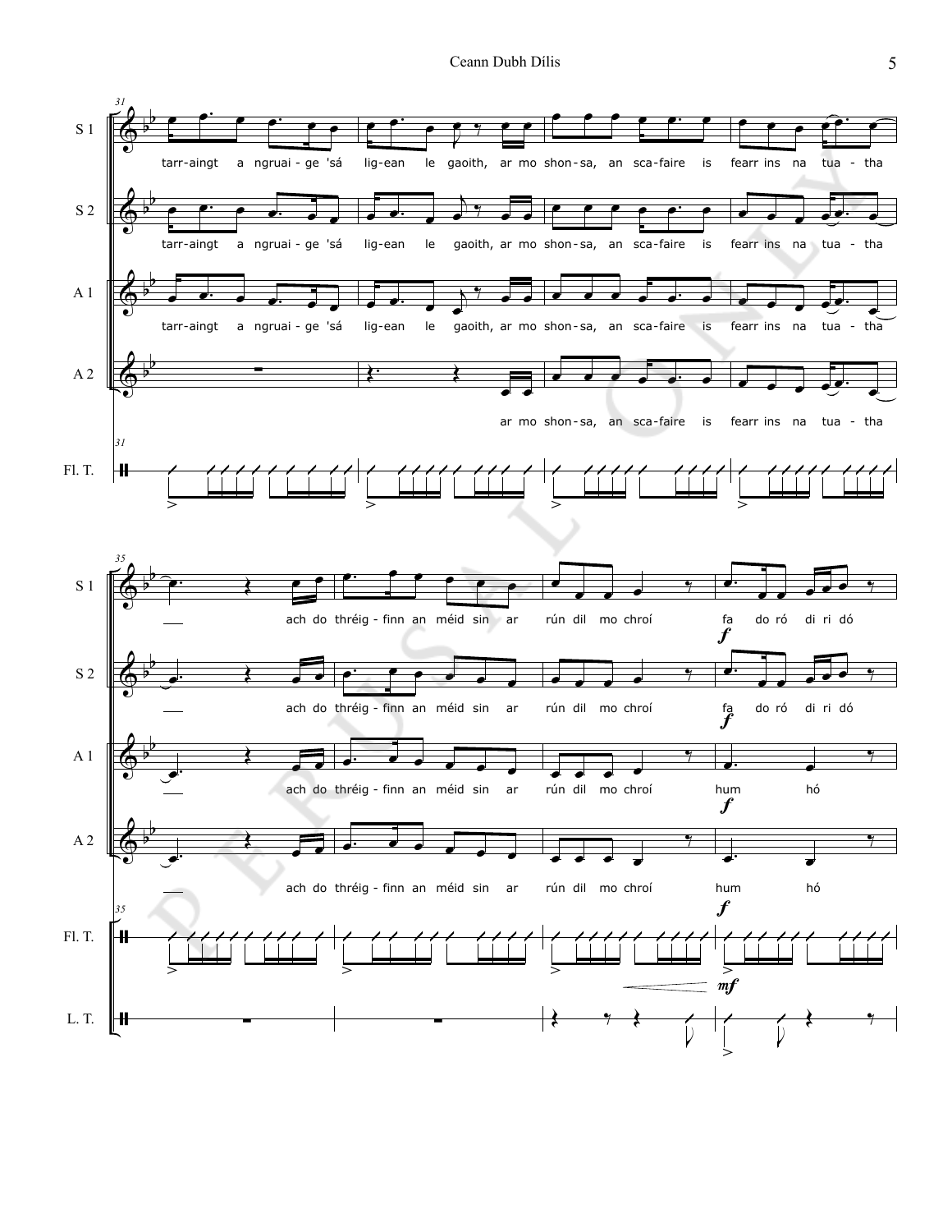S 1: tarr-aingt a ngruai - ge 'sá lig-ean le gaoith, ar mo shon-sa, an sca-faire is fearr ins na tua - tha

S 2: tarr-aingt a ngruai - ge 'sá lig-ean le gaoith, ar mo shon-sa, an sca-faire is fearr ins na tua - tha

A 1: tarr-aingt a ngruai - ge 'sá lig-ean le gaoith, ar mo shon-sa, an sca-faire is fearr ins na tua - tha

A 2: ar mo shon-sa, an sca-faire is fearr ins na tua - tha

Fl. T.

S 1: ach do thréig - finn an méid sin ar rún dil mo chroí fa do ró di ri dó

*f*

S 2: ach do thréig - finn an méid sin ar rún dil mo chroí fa do ró di ri dó

*f*

A 1: ach do thréig - finn an méid sin ar rún dil mo chroí hum hó

*f*

A 2: ach do thréig - finn an méid sin ar rún dil mo chroí hum hó

*f*

Fl. T. *mf*

L. T.